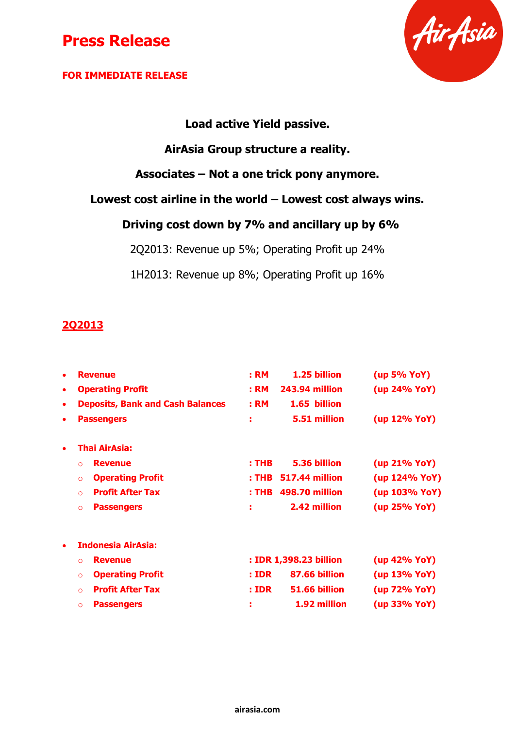# Press Release

**FOR IMMEDIATE RELEASE**

**Load active Yield passive.**

**AirAsia Group structure a reality.**

**Associates – Not a one trick pony anymore.**

**Lowest cost airline in the world – Lowest cost always wins.**

**Driving cost down by 7% and ancillary up by 6%**

2Q2013: Revenue up 5%; Operating Profit up 24%

1H2013: Revenue up 8%; Operating Profit up 16%

## 2Q2013

- **Revenue** : RM 1.25 billion (up 5% YoY)
- **Operating Profit** : RM 243.94 million (up 24% YoY)
- **Deposits, Bank and Cash Balances** : RM 1.65 billion
- **Passengers** : 5.51 million (up 12% YoY)

- **Thai AirAsia:**
  - **Revenue** : THB 5.36 billion (up 21% YoY)
  - **Operating Profit** : THB 517.44 million (up 124% YoY)
  - **Profit After Tax** : THB 498.70 million (up 103% YoY)
  - **Passengers** : 2.42 million (up 25% YoY)

- **Indonesia AirAsia:**
  - **Revenue** : IDR 1,398.23 billion (up 42% YoY)
  - **Operating Profit** : IDR 87.66 billion (up 13% YoY)
  - **Profit After Tax** : IDR 51.66 billion (up 72% YoY)
  - **Passengers** : 1.92 million (up 33% YoY)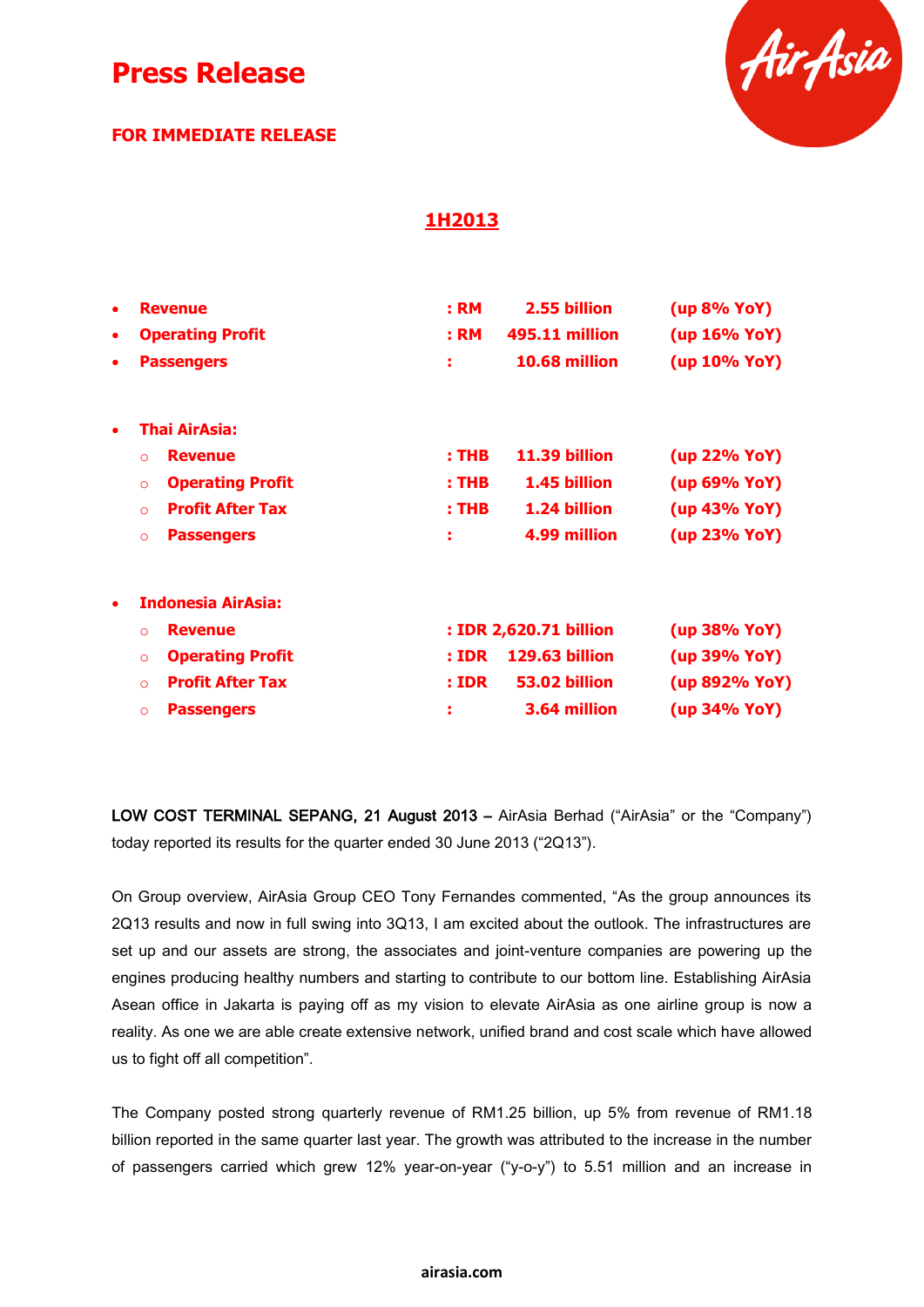# Press Release

**FOR IMMEDIATE RELEASE**

## 1H2013

- **Revenue : RM 2.55 billion (up 8% YoY)**
- **Operating Profit : RM 495.11 million (up 16% YoY)**
- **Passengers : 10.68 million (up 10% YoY)**

- **Thai AirAsia:**
  - **Revenue : THB 11.39 billion (up 22% YoY)**
  - **Operating Profit : THB 1.45 billion (up 69% YoY)**
  - **Profit After Tax : THB 1.24 billion (up 43% YoY)**
  - **Passengers : 4.99 million (up 23% YoY)**

- **Indonesia AirAsia:**
  - **Revenue : IDR 2,620.71 billion (up 38% YoY)**
  - **Operating Profit : IDR 129.63 billion (up 39% YoY)**
  - **Profit After Tax : IDR 53.02 billion (up 892% YoY)**
  - **Passengers : 3.64 million (up 34% YoY)**

LOW COST TERMINAL SEPANG, 21 August 2013 – AirAsia Berhad ("AirAsia" or the "Company") today reported its results for the quarter ended 30 June 2013 ("2Q13").

On Group overview, AirAsia Group CEO Tony Fernandes commented, "As the group announces its 2Q13 results and now in full swing into 3Q13, I am excited about the outlook. The infrastructures are set up and our assets are strong, the associates and joint-venture companies are powering up the engines producing healthy numbers and starting to contribute to our bottom line. Establishing AirAsia Asean office in Jakarta is paying off as my vision to elevate AirAsia as one airline group is now a reality. As one we are able create extensive network, unified brand and cost scale which have allowed us to fight off all competition".

The Company posted strong quarterly revenue of RM1.25 billion, up 5% from revenue of RM1.18 billion reported in the same quarter last year. The growth was attributed to the increase in the number of passengers carried which grew 12% year-on-year ("y-o-y") to 5.51 million and an increase in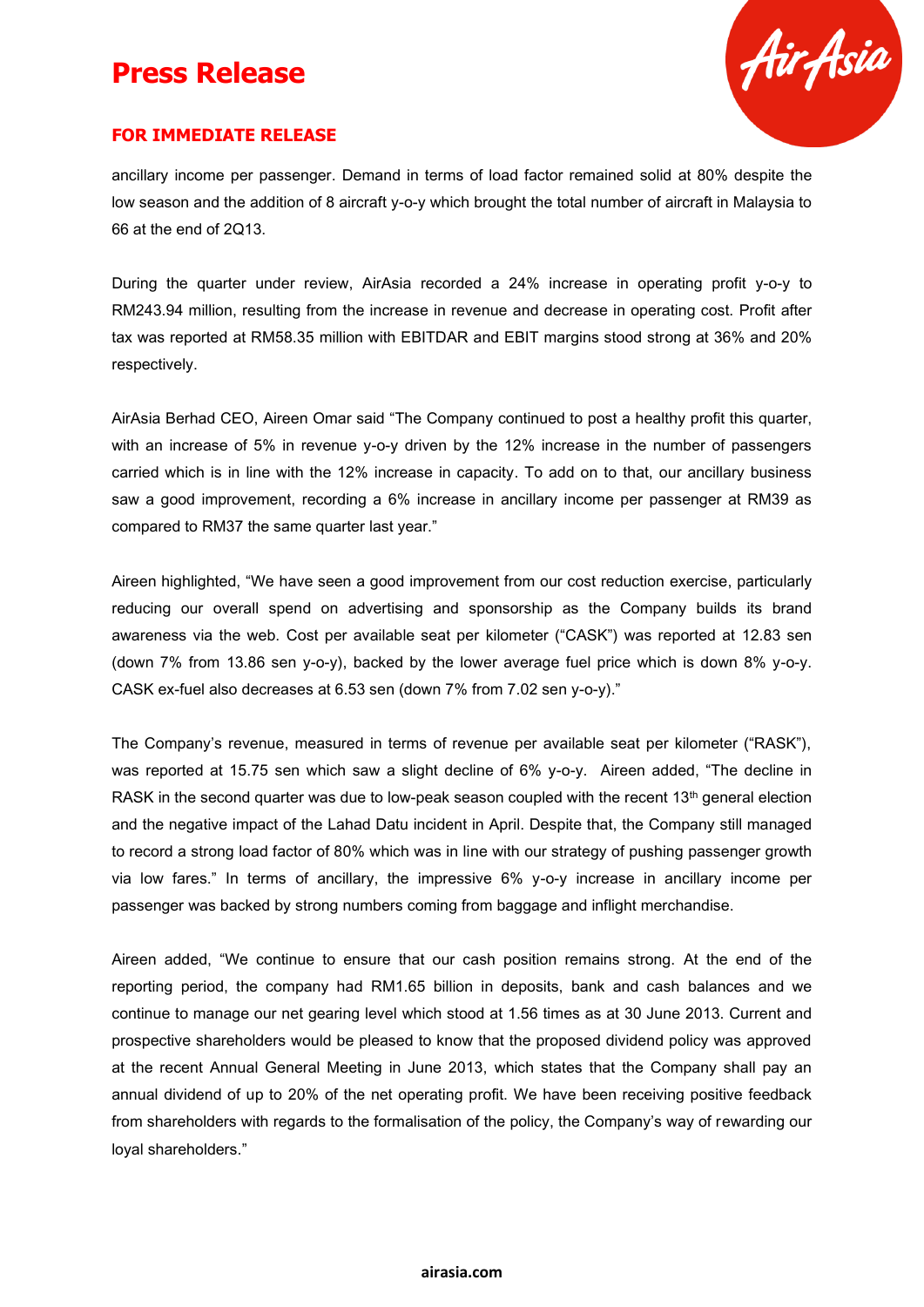# Press Release

**FOR IMMEDIATE RELEASE**

ancillary income per passenger. Demand in terms of load factor remained solid at 80% despite the low season and the addition of 8 aircraft y-o-y which brought the total number of aircraft in Malaysia to 66 at the end of 2Q13.

During the quarter under review, AirAsia recorded a 24% increase in operating profit y-o-y to RM243.94 million, resulting from the increase in revenue and decrease in operating cost. Profit after tax was reported at RM58.35 million with EBITDAR and EBIT margins stood strong at 36% and 20% respectively.

AirAsia Berhad CEO, Aireen Omar said "The Company continued to post a healthy profit this quarter, with an increase of 5% in revenue y-o-y driven by the 12% increase in the number of passengers carried which is in line with the 12% increase in capacity. To add on to that, our ancillary business saw a good improvement, recording a 6% increase in ancillary income per passenger at RM39 as compared to RM37 the same quarter last year."

Aireen highlighted, "We have seen a good improvement from our cost reduction exercise, particularly reducing our overall spend on advertising and sponsorship as the Company builds its brand awareness via the web. Cost per available seat per kilometer ("CASK") was reported at 12.83 sen (down 7% from 13.86 sen y-o-y), backed by the lower average fuel price which is down 8% y-o-y. CASK ex-fuel also decreases at 6.53 sen (down 7% from 7.02 sen y-o-y)."

The Company's revenue, measured in terms of revenue per available seat per kilometer ("RASK"), was reported at 15.75 sen which saw a slight decline of 6% y-o-y. Aireen added, "The decline in RASK in the second quarter was due to low-peak season coupled with the recent 13th general election and the negative impact of the Lahad Datu incident in April. Despite that, the Company still managed to record a strong load factor of 80% which was in line with our strategy of pushing passenger growth via low fares." In terms of ancillary, the impressive 6% y-o-y increase in ancillary income per passenger was backed by strong numbers coming from baggage and inflight merchandise.

Aireen added, "We continue to ensure that our cash position remains strong. At the end of the reporting period, the company had RM1.65 billion in deposits, bank and cash balances and we continue to manage our net gearing level which stood at 1.56 times as at 30 June 2013. Current and prospective shareholders would be pleased to know that the proposed dividend policy was approved at the recent Annual General Meeting in June 2013, which states that the Company shall pay an annual dividend of up to 20% of the net operating profit. We have been receiving positive feedback from shareholders with regards to the formalisation of the policy, the Company's way of rewarding our loyal shareholders."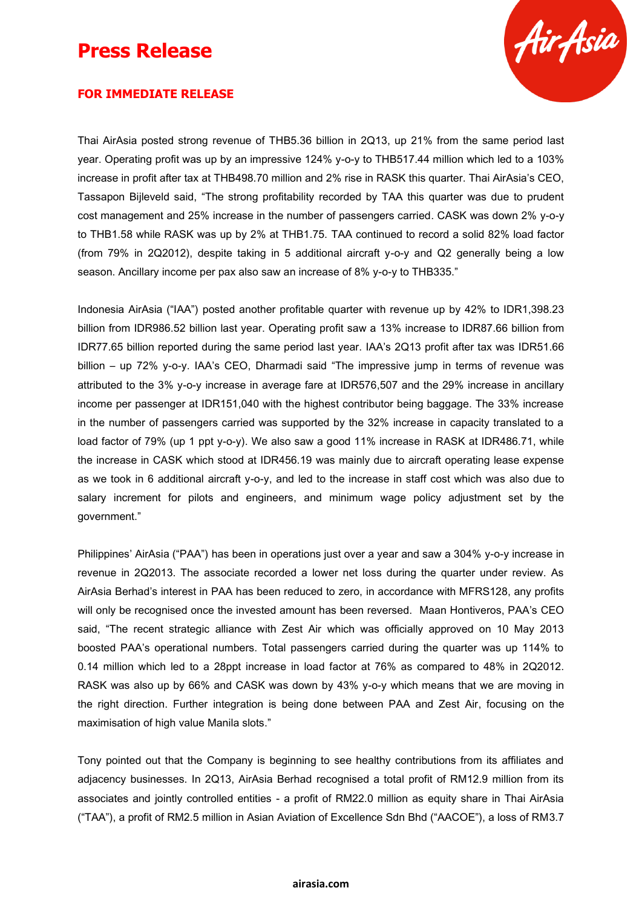# Press Release

**FOR IMMEDIATE RELEASE**

Thai AirAsia posted strong revenue of THB5.36 billion in 2Q13, up 21% from the same period last year. Operating profit was up by an impressive 124% y-o-y to THB517.44 million which led to a 103% increase in profit after tax at THB498.70 million and 2% rise in RASK this quarter. Thai AirAsia's CEO, Tassapon Bijleveld said, "The strong profitability recorded by TAA this quarter was due to prudent cost management and 25% increase in the number of passengers carried. CASK was down 2% y-o-y to THB1.58 while RASK was up by 2% at THB1.75. TAA continued to record a solid 82% load factor (from 79% in 2Q2012), despite taking in 5 additional aircraft y-o-y and Q2 generally being a low season. Ancillary income per pax also saw an increase of 8% y-o-y to THB335."

Indonesia AirAsia ("IAA") posted another profitable quarter with revenue up by 42% to IDR1,398.23 billion from IDR986.52 billion last year. Operating profit saw a 13% increase to IDR87.66 billion from IDR77.65 billion reported during the same period last year. IAA's 2Q13 profit after tax was IDR51.66 billion – up 72% y-o-y. IAA's CEO, Dharmadi said "The impressive jump in terms of revenue was attributed to the 3% y-o-y increase in average fare at IDR576,507 and the 29% increase in ancillary income per passenger at IDR151,040 with the highest contributor being baggage. The 33% increase in the number of passengers carried was supported by the 32% increase in capacity translated to a load factor of 79% (up 1 ppt y-o-y). We also saw a good 11% increase in RASK at IDR486.71, while the increase in CASK which stood at IDR456.19 was mainly due to aircraft operating lease expense as we took in 6 additional aircraft y-o-y, and led to the increase in staff cost which was also due to salary increment for pilots and engineers, and minimum wage policy adjustment set by the government."

Philippines' AirAsia ("PAA") has been in operations just over a year and saw a 304% y-o-y increase in revenue in 2Q2013. The associate recorded a lower net loss during the quarter under review. As AirAsia Berhad's interest in PAA has been reduced to zero, in accordance with MFRS128, any profits will only be recognised once the invested amount has been reversed. Maan Hontiveros, PAA's CEO said, "The recent strategic alliance with Zest Air which was officially approved on 10 May 2013 boosted PAA's operational numbers. Total passengers carried during the quarter was up 114% to 0.14 million which led to a 28ppt increase in load factor at 76% as compared to 48% in 2Q2012. RASK was also up by 66% and CASK was down by 43% y-o-y which means that we are moving in the right direction. Further integration is being done between PAA and Zest Air, focusing on the maximisation of high value Manila slots."

Tony pointed out that the Company is beginning to see healthy contributions from its affiliates and adjacency businesses. In 2Q13, AirAsia Berhad recognised a total profit of RM12.9 million from its associates and jointly controlled entities - a profit of RM22.0 million as equity share in Thai AirAsia ("TAA"), a profit of RM2.5 million in Asian Aviation of Excellence Sdn Bhd ("AACOE"), a loss of RM3.7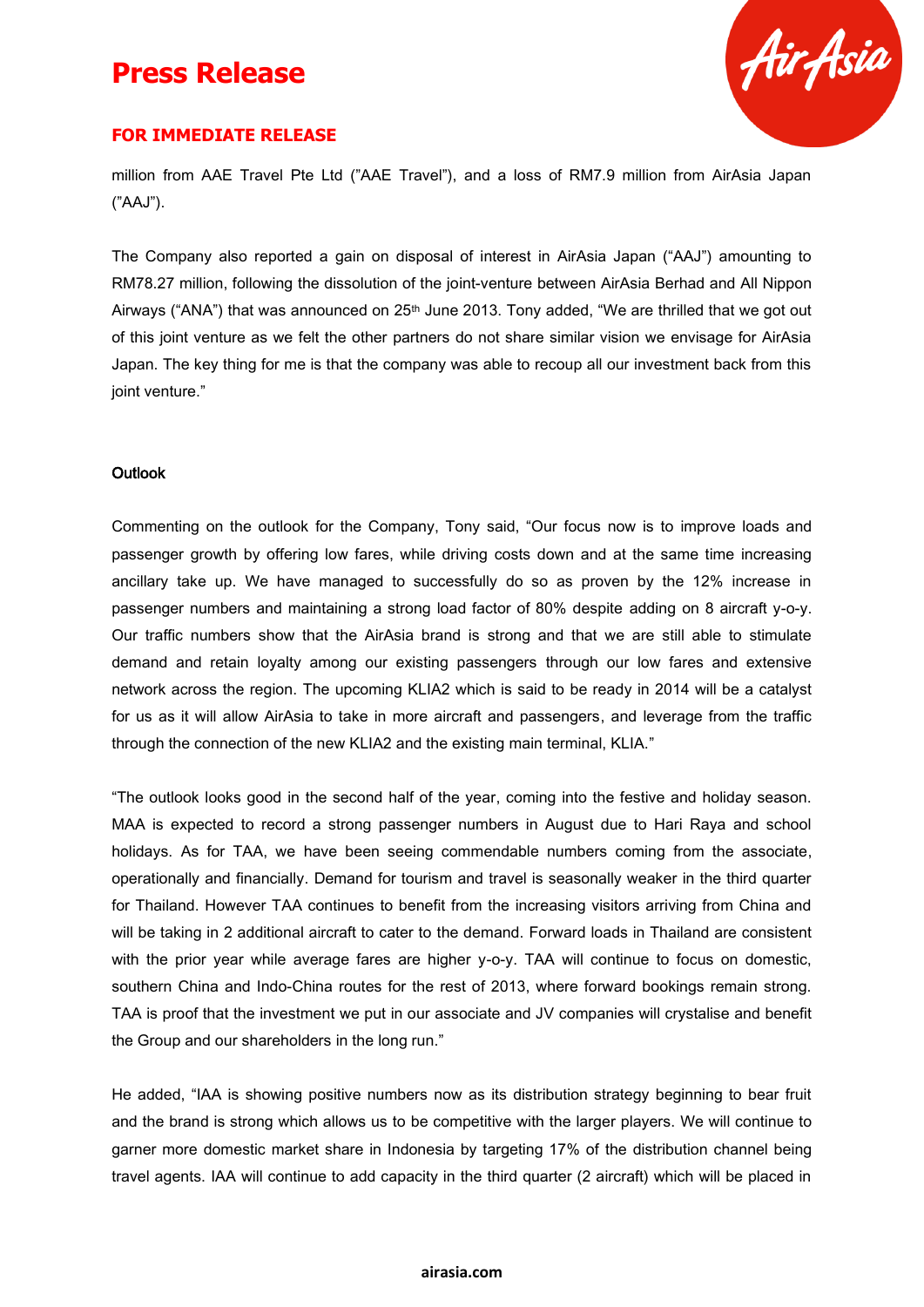# Press Release

**FOR IMMEDIATE RELEASE**

million from AAE Travel Pte Ltd ("AAE Travel"), and a loss of RM7.9 million from AirAsia Japan ("AAJ").

The Company also reported a gain on disposal of interest in AirAsia Japan ("AAJ") amounting to RM78.27 million, following the dissolution of the joint-venture between AirAsia Berhad and All Nippon Airways ("ANA") that was announced on 25th June 2013. Tony added, "We are thrilled that we got out of this joint venture as we felt the other partners do not share similar vision we envisage for AirAsia Japan. The key thing for me is that the company was able to recoup all our investment back from this joint venture."

## Outlook

Commenting on the outlook for the Company, Tony said, "Our focus now is to improve loads and passenger growth by offering low fares, while driving costs down and at the same time increasing ancillary take up. We have managed to successfully do so as proven by the 12% increase in passenger numbers and maintaining a strong load factor of 80% despite adding on 8 aircraft y-o-y. Our traffic numbers show that the AirAsia brand is strong and that we are still able to stimulate demand and retain loyalty among our existing passengers through our low fares and extensive network across the region. The upcoming KLIA2 which is said to be ready in 2014 will be a catalyst for us as it will allow AirAsia to take in more aircraft and passengers, and leverage from the traffic through the connection of the new KLIA2 and the existing main terminal, KLIA."

"The outlook looks good in the second half of the year, coming into the festive and holiday season. MAA is expected to record a strong passenger numbers in August due to Hari Raya and school holidays. As for TAA, we have been seeing commendable numbers coming from the associate, operationally and financially. Demand for tourism and travel is seasonally weaker in the third quarter for Thailand. However TAA continues to benefit from the increasing visitors arriving from China and will be taking in 2 additional aircraft to cater to the demand. Forward loads in Thailand are consistent with the prior year while average fares are higher y-o-y. TAA will continue to focus on domestic, southern China and Indo-China routes for the rest of 2013, where forward bookings remain strong. TAA is proof that the investment we put in our associate and JV companies will crystalise and benefit the Group and our shareholders in the long run."

He added, "IAA is showing positive numbers now as its distribution strategy beginning to bear fruit and the brand is strong which allows us to be competitive with the larger players. We will continue to garner more domestic market share in Indonesia by targeting 17% of the distribution channel being travel agents. IAA will continue to add capacity in the third quarter (2 aircraft) which will be placed in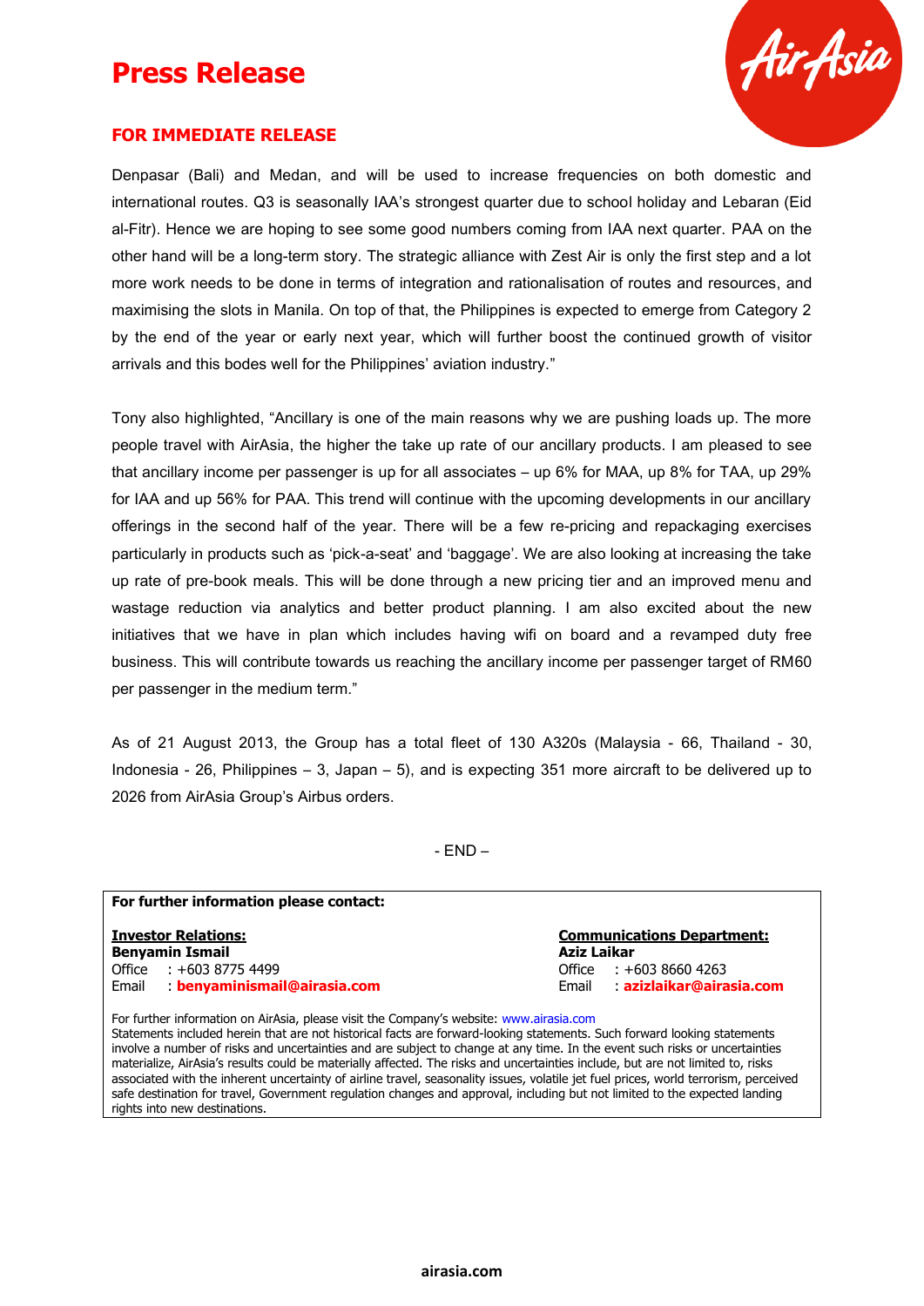# Press Release

**FOR IMMEDIATE RELEASE**

Denpasar (Bali) and Medan, and will be used to increase frequencies on both domestic and international routes. Q3 is seasonally IAA's strongest quarter due to school holiday and Lebaran (Eid al-Fitr). Hence we are hoping to see some good numbers coming from IAA next quarter. PAA on the other hand will be a long-term story. The strategic alliance with Zest Air is only the first step and a lot more work needs to be done in terms of integration and rationalisation of routes and resources, and maximising the slots in Manila. On top of that, the Philippines is expected to emerge from Category 2 by the end of the year or early next year, which will further boost the continued growth of visitor arrivals and this bodes well for the Philippines' aviation industry."

Tony also highlighted, "Ancillary is one of the main reasons why we are pushing loads up. The more people travel with AirAsia, the higher the take up rate of our ancillary products. I am pleased to see that ancillary income per passenger is up for all associates – up 6% for MAA, up 8% for TAA, up 29% for IAA and up 56% for PAA. This trend will continue with the upcoming developments in our ancillary offerings in the second half of the year. There will be a few re-pricing and repackaging exercises particularly in products such as 'pick-a-seat' and 'baggage'. We are also looking at increasing the take up rate of pre-book meals. This will be done through a new pricing tier and an improved menu and wastage reduction via analytics and better product planning. I am also excited about the new initiatives that we have in plan which includes having wifi on board and a revamped duty free business. This will contribute towards us reaching the ancillary income per passenger target of RM60 per passenger in the medium term."

As of 21 August 2013, the Group has a total fleet of 130 A320s (Malaysia - 66, Thailand - 30, Indonesia - 26, Philippines – 3, Japan – 5), and is expecting 351 more aircraft to be delivered up to 2026 from AirAsia Group's Airbus orders.

- END –

**For further information please contact:**

**Investor Relations:**
**Benyamin Ismail**
Office : +603 8775 4499
Email : **benyaminismail@airasia.com**

**Communications Department:**
**Aziz Laikar**
Office : +603 8660 4263
Email : **azizlaikar@airasia.com**

For further information on AirAsia, please visit the Company's website: www.airasia.com
Statements included herein that are not historical facts are forward-looking statements. Such forward looking statements involve a number of risks and uncertainties and are subject to change at any time. In the event such risks or uncertainties materialize, AirAsia's results could be materially affected. The risks and uncertainties include, but are not limited to, risks associated with the inherent uncertainty of airline travel, seasonality issues, volatile jet fuel prices, world terrorism, perceived safe destination for travel, Government regulation changes and approval, including but not limited to the expected landing rights into new destinations.